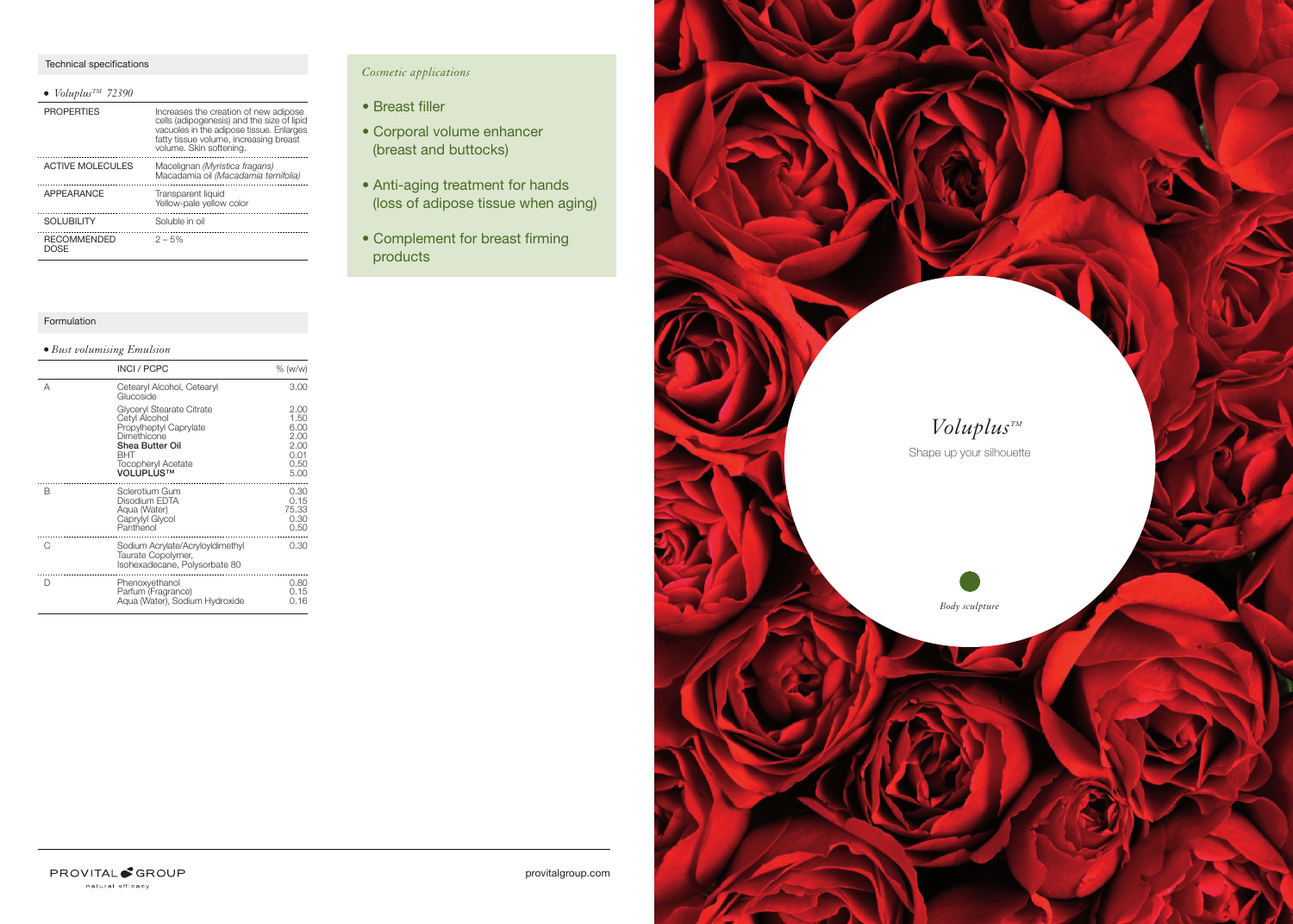## Technical specifications

- *Voluplus™ 72390*

| PROPERTIES | Increases the creation of new adipose cells (adipogenesis) and the size of lipid vacuoles in the adipose tissue. Enlarges fatty tissue volume, increasing breast volume. Skin softening. |
|---|---|
| ACTIVE MOLECULES | Macelignan *(Myristica fragans)* Macadamia oil *(Macadamia ternifolia)* |
| APPEARANCE | Transparent liquid Yellow-pale yellow color |
| SOLUBILITY | Soluble in oil |
| RECOMMENDED DOSE | 2 – 5% |

## Formulation

- *Bust volumising Emulsion*

| | INCI / PCPC | % (w/w) |
|---|---|---|
| A | Cetearyl Alcohol, Cetearyl Glucoside | 3.00 |
| | Glyceryl Stearate Citrate | 2.00 |
| | Cetyl Alcohol | 1.50 |
| | Propylheptyl Caprylate | 6.00 |
| | Dimethicone | 2.00 |
| | **Shea Butter Oil** | 2.00 |
| | BHT | 0.01 |
| | Tocopheryl Acetate | 0.50 |
| | **VOLUPLUS™** | 5.00 |
| B | Sclerotium Gum | 0.30 |
| | Disodium EDTA | 0.15 |
| | Aqua (Water) | 75.33 |
| | Caprylyl Glycol | 0.30 |
| | Panthenol | 0.50 |
| C | Sodium Acrylate/Acryloyldimethyl Taurate Copolymer, Isohexadecane, Polysorbate 80 | 0.30 |
| D | Phenoxyethanol | 0.80 |
| | Parfum (Fragrance) | 0.15 |
| | Aqua (Water), Sodium Hydroxide | 0.16 |

### *Cosmetic applications*

- Breast filler
- Corporal volume enhancer (breast and buttocks)
- Anti-aging treatment for hands (loss of adipose tissue when aging)
- Complement for breast firming products

# *Voluplus™*

Shape up your silhouette

*Body sculpture*

PROVITAL GROUP
natural efficacy

provitalgroup.com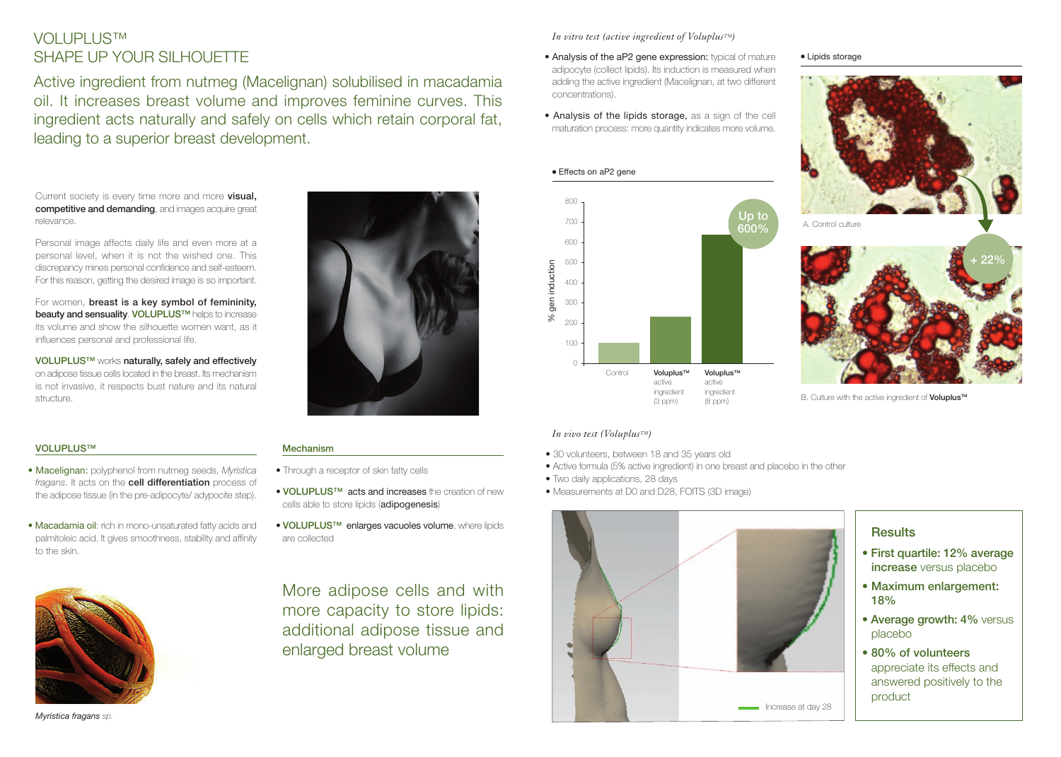# VOLUPLUS™
# SHAPE UP YOUR SILHOUETTE

## Active ingredient from nutmeg (Macelignan) solubilised in macadamia oil. It increases breast volume and improves feminine curves. This ingredient acts naturally and safely on cells which retain corporal fat, leading to a superior breast development.

Current society is every time more and more **visual, competitive and demanding**, and images acquire great relevance.

Personal image affects daily life and even more at a personal level, when it is not the wished one. This discrepancy mines personal confidence and self-esteem. For this reason, getting the desired image is so important.

For women, **breast is a key symbol of femininity, beauty and sensuality**. **VOLUPLUS™** helps to increase its volume and show the silhouette women want, as it influences personal and professional life.

**VOLUPLUS™** works **naturally, safely and effectively** on adipose tissue cells located in the breast. Its mechanism is not invasive, it respects bust nature and its natural structure.

### VOLUPLUS™

- **Macelignan:** polyphenol from nutmeg seeds, *Myristica fragans*. It acts on the **cell differentiation** process of the adipose tissue (in the pre-adipocyte/ adypocite step).
- **Macadamia oil**: rich in mono-unsaturated fatty acids and palmitoleic acid. It gives smoothness, stability and affinity to the skin.

*Myristica fragans* sp.

### Mechanism

- Through a receptor of skin fatty cells
- **VOLUPLUS™ acts and increases** the creation of new cells able to store lipids (**adipogenesis**)
- **VOLUPLUS™ enlarges vacuoles volume**, where lipids are collected

More adipose cells and with more capacity to store lipids: additional adipose tissue and enlarged breast volume

*In vitro test (active ingredient of Voluplus™)*

- **Analysis of the aP2 gene expression:** typical of mature adipocyte (collect lipids). Its induction is measured when adding the active ingredient (Macelignan, at two different concentrations).
- **Analysis of the lipids storage,** as a sign of the cell maturation process: more quantity indicates more volume.

• Effects on aP2 gene

% gen induction
0, 100, 200, 300, 400, 500, 600, 700, 800
Control
**Voluplus™** active ingredient (3 ppm)
**Voluplus™** active ingredient (8 ppm)
Up to 600%

• Lipids storage

A. Control culture

+ 22%

B. Culture with the active ingredient of **Voluplus™**

*In vivo test (Voluplus™)*

- 30 volunteers, between 18 and 35 years old
- Active formula (5% active ingredient) in one breast and placebo in the other
- Two daily applications, 28 days
- Measurements at D0 and D28, FOITS (3D image)

Increase at day 28

### Results

- **First quartile: 12% average increase** versus placebo
- **Maximum enlargement: 18%**
- **Average growth: 4%** versus placebo
- **80% of volunteers** appreciate its effects and answered positively to the product